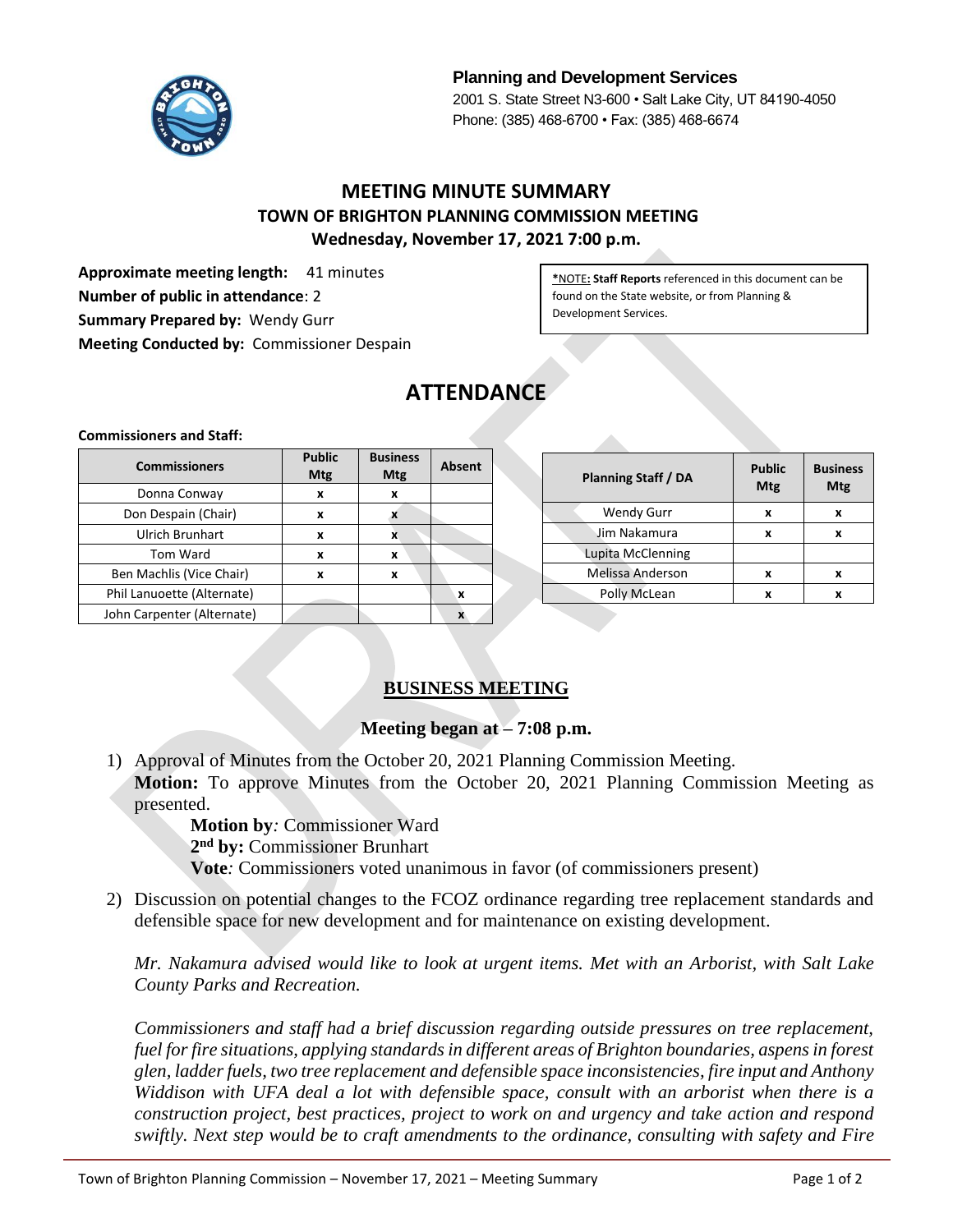**Planning and Development Services**
2001 S. State Street N3-600 • Salt Lake City, UT 84190-4050
Phone: (385) 468-6700 • Fax: (385) 468-6674

# MEETING MINUTE SUMMARY
## TOWN OF BRIGHTON PLANNING COMMISSION MEETING
### Wednesday, November 17, 2021 7:00 p.m.

**Approximate meeting length:** 41 minutes
**Number of public in attendance**: 2
**Summary Prepared by:** Wendy Gurr
**Meeting Conducted by:** Commissioner Despain

***NOTE: Staff Reports** referenced in this document can be found on the State website, or from Planning & Development Services.

# ATTENDANCE

**Commissioners and Staff:**

| Commissioners | Public Mtg | Business Mtg | Absent |
|---|---|---|---|
| Donna Conway | x | x | |
| Don Despain (Chair) | x | x | |
| Ulrich Brunhart | x | x | |
| Tom Ward | x | x | |
| Ben Machlis (Vice Chair) | x | x | |
| Phil Lanuoette (Alternate) | | | x |
| John Carpenter (Alternate) | | | x |

| Planning Staff / DA | Public Mtg | Business Mtg |
|---|---|---|
| Wendy Gurr | x | x |
| Jim Nakamura | x | x |
| Lupita McClenning | | |
| Melissa Anderson | x | x |
| Polly McLean | x | x |

## BUSINESS MEETING

### Meeting began at – 7:08 p.m.

1) Approval of Minutes from the October 20, 2021 Planning Commission Meeting.
   **Motion:** To approve Minutes from the October 20, 2021 Planning Commission Meeting as presented.
   **Motion by***:* Commissioner Ward
   **2nd by:** Commissioner Brunhart
   **Vote***:* Commissioners voted unanimous in favor (of commissioners present)

2) Discussion on potential changes to the FCOZ ordinance regarding tree replacement standards and defensible space for new development and for maintenance on existing development.

   *Mr. Nakamura advised would like to look at urgent items. Met with an Arborist, with Salt Lake County Parks and Recreation.*

   *Commissioners and staff had a brief discussion regarding outside pressures on tree replacement, fuel for fire situations, applying standards in different areas of Brighton boundaries, aspens in forest glen, ladder fuels, two tree replacement and defensible space inconsistencies, fire input and Anthony Widdison with UFA deal a lot with defensible space, consult with an arborist when there is a construction project, best practices, project to work on and urgency and take action and respond swiftly. Next step would be to craft amendments to the ordinance, consulting with safety and Fire*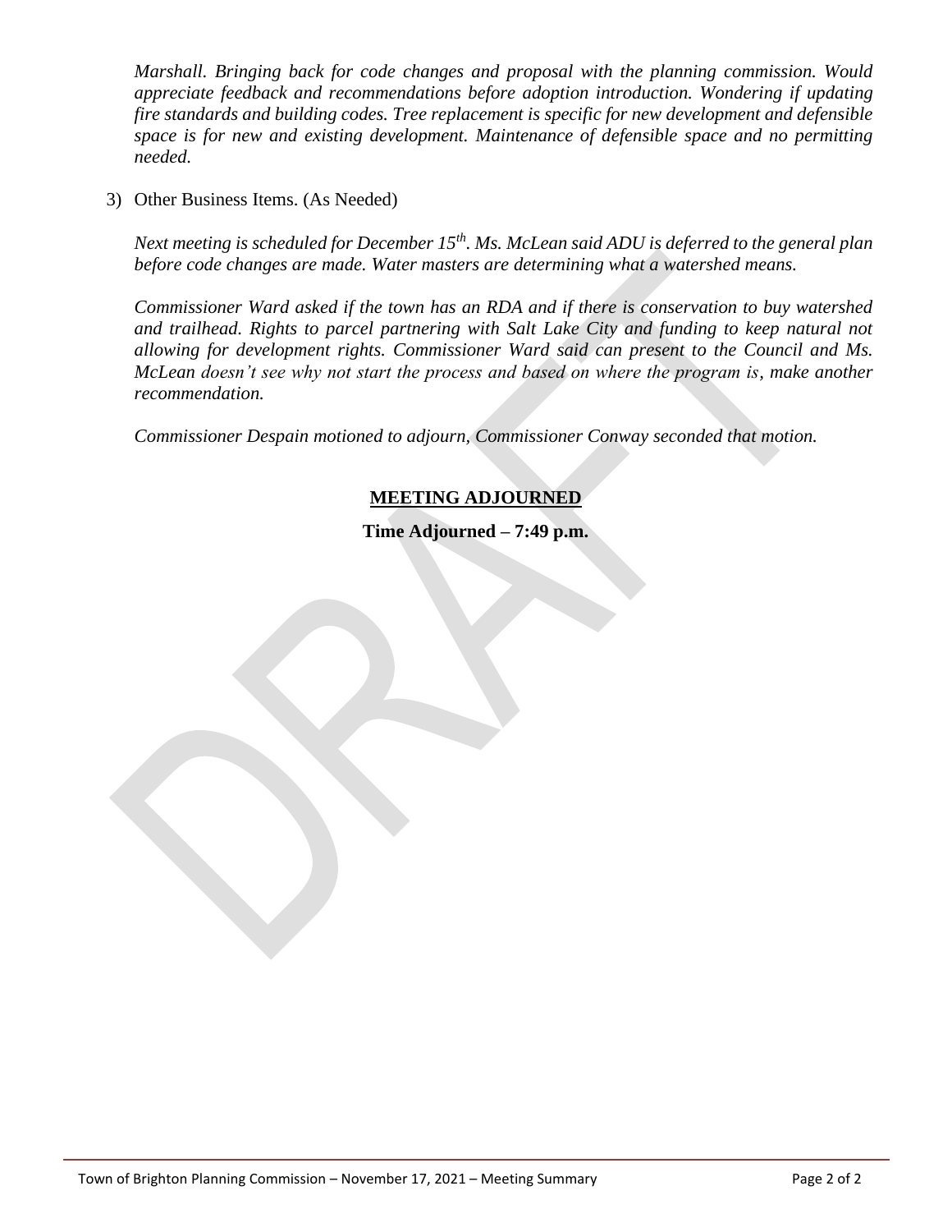*Marshall. Bringing back for code changes and proposal with the planning commission. Would appreciate feedback and recommendations before adoption introduction. Wondering if updating fire standards and building codes. Tree replacement is specific for new development and defensible space is for new and existing development. Maintenance of defensible space and no permitting needed.*

3) Other Business Items. (As Needed)

*Next meeting is scheduled for December 15th. Ms. McLean said ADU is deferred to the general plan before code changes are made. Water masters are determining what a watershed means.*

*Commissioner Ward asked if the town has an RDA and if there is conservation to buy watershed and trailhead. Rights to parcel partnering with Salt Lake City and funding to keep natural not allowing for development rights. Commissioner Ward said can present to the Council and Ms. McLean doesn't see why not start the process and based on where the program is, make another recommendation.*

*Commissioner Despain motioned to adjourn, Commissioner Conway seconded that motion.*

**MEETING ADJOURNED**

**Time Adjourned – 7:49 p.m.**